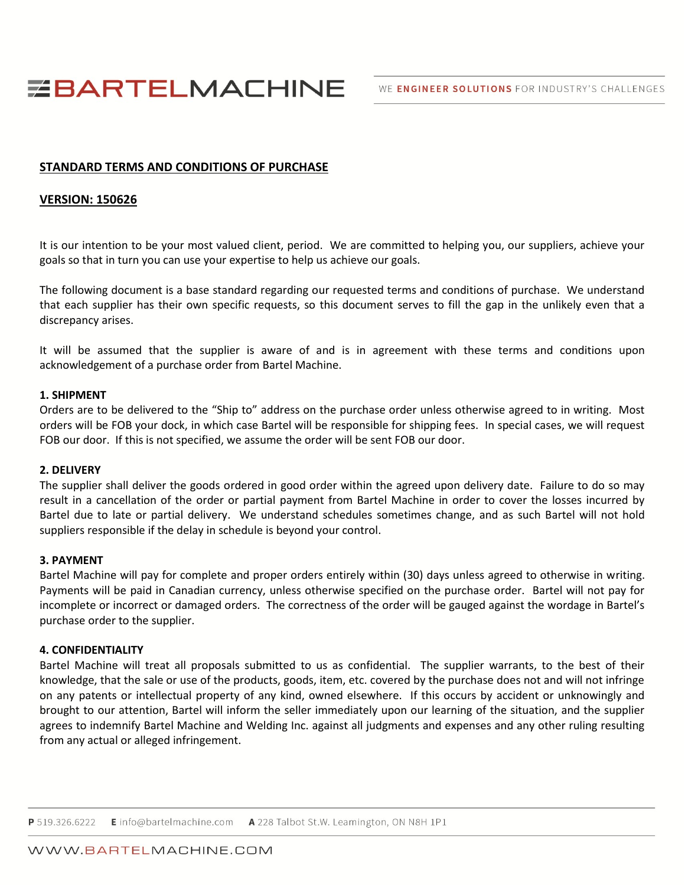**BARTELMACHINE**

WE **ENGINEER SOLUTIONS** FOR INDUSTRY'S CHALLENGES

**STANDARD TERMS AND CONDITIONS OF PURCHASE**

**VERSION: 150626**

It is our intention to be your most valued client, period. We are committed to helping you, our suppliers, achieve your goals so that in turn you can use your expertise to help us achieve our goals.

The following document is a base standard regarding our requested terms and conditions of purchase. We understand that each supplier has their own specific requests, so this document serves to fill the gap in the unlikely even that a discrepancy arises.

It will be assumed that the supplier is aware of and is in agreement with these terms and conditions upon acknowledgement of a purchase order from Bartel Machine.

**1. SHIPMENT**

Orders are to be delivered to the "Ship to" address on the purchase order unless otherwise agreed to in writing. Most orders will be FOB your dock, in which case Bartel will be responsible for shipping fees. In special cases, we will request FOB our door. If this is not specified, we assume the order will be sent FOB our door.

**2. DELIVERY**

The supplier shall deliver the goods ordered in good order within the agreed upon delivery date. Failure to do so may result in a cancellation of the order or partial payment from Bartel Machine in order to cover the losses incurred by Bartel due to late or partial delivery. We understand schedules sometimes change, and as such Bartel will not hold suppliers responsible if the delay in schedule is beyond your control.

**3. PAYMENT**

Bartel Machine will pay for complete and proper orders entirely within (30) days unless agreed to otherwise in writing. Payments will be paid in Canadian currency, unless otherwise specified on the purchase order. Bartel will not pay for incomplete or incorrect or damaged orders. The correctness of the order will be gauged against the wordage in Bartel's purchase order to the supplier.

**4. CONFIDENTIALITY**

Bartel Machine will treat all proposals submitted to us as confidential. The supplier warrants, to the best of their knowledge, that the sale or use of the products, goods, item, etc. covered by the purchase does not and will not infringe on any patents or intellectual property of any kind, owned elsewhere. If this occurs by accident or unknowingly and brought to our attention, Bartel will inform the seller immediately upon our learning of the situation, and the supplier agrees to indemnify Bartel Machine and Welding Inc. against all judgments and expenses and any other ruling resulting from any actual or alleged infringement.

**P** 519.326.6222 **E** info@bartelmachine.com **A** 228 Talbot St.W. Leamington, ON N8H 1P1

WWW.BARTELMACHINE.COM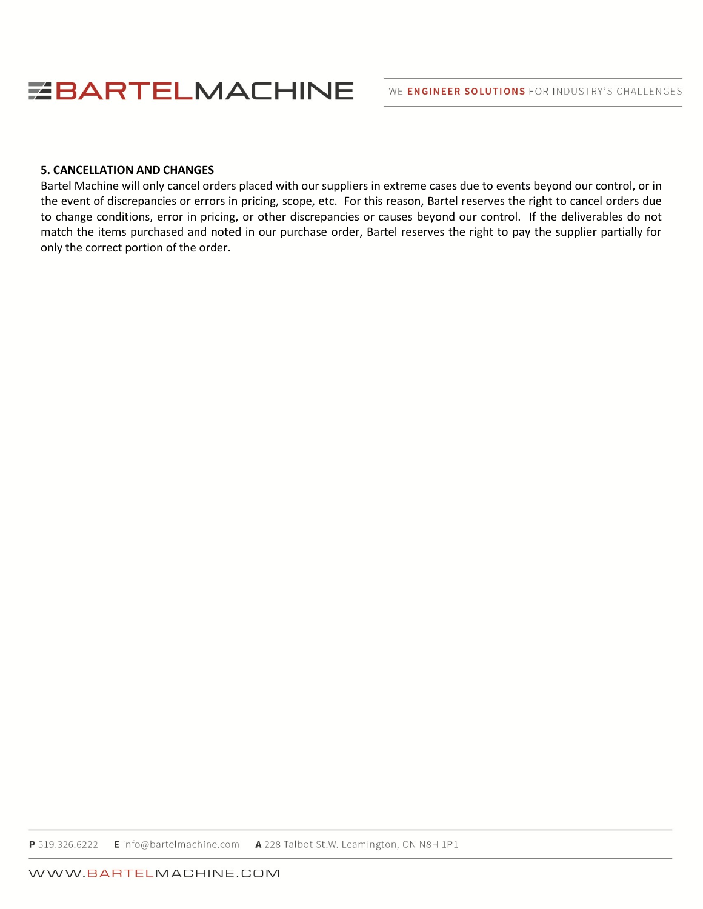**5. CANCELLATION AND CHANGES**

Bartel Machine will only cancel orders placed with our suppliers in extreme cases due to events beyond our control, or in the event of discrepancies or errors in pricing, scope, etc. For this reason, Bartel reserves the right to cancel orders due to change conditions, error in pricing, or other discrepancies or causes beyond our control. If the deliverables do not match the items purchased and noted in our purchase order, Bartel reserves the right to pay the supplier partially for only the correct portion of the order.